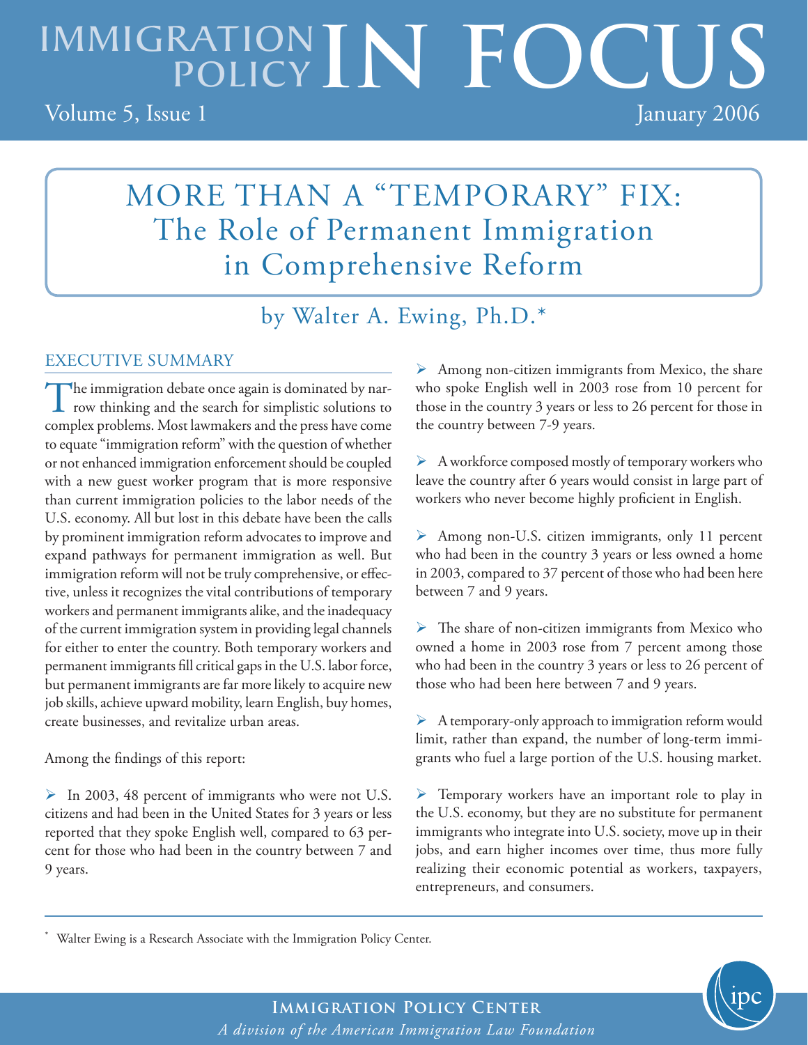# IMMIGRATION POLICY IN FOCUS

Volume 5, Issue 1 — January 2006

## MORE THAN A "TEMPORARY" FIX: The Role of Permanent Immigration in Comprehensive Reform

by Walter A. Ewing, Ph.D.*

### EXECUTIVE SUMMARY

The immigration debate once again is dominated by narrow thinking and the search for simplistic solutions to complex problems. Most lawmakers and the press have come to equate "immigration reform" with the question of whether or not enhanced immigration enforcement should be coupled with a new guest worker program that is more responsive than current immigration policies to the labor needs of the U.S. economy. All but lost in this debate have been the calls by prominent immigration reform advocates to improve and expand pathways for permanent immigration as well. But immigration reform will not be truly comprehensive, or effective, unless it recognizes the vital contributions of temporary workers and permanent immigrants alike, and the inadequacy of the current immigration system in providing legal channels for either to enter the country. Both temporary workers and permanent immigrants fill critical gaps in the U.S. labor force, but permanent immigrants are far more likely to acquire new job skills, achieve upward mobility, learn English, buy homes, create businesses, and revitalize urban areas.

Among the findings of this report:

- In 2003, 48 percent of immigrants who were not U.S. citizens and had been in the United States for 3 years or less reported that they spoke English well, compared to 63 percent for those who had been in the country between 7 and 9 years.
- Among non-citizen immigrants from Mexico, the share who spoke English well in 2003 rose from 10 percent for those in the country 3 years or less to 26 percent for those in the country between 7-9 years.
- A workforce composed mostly of temporary workers who leave the country after 6 years would consist in large part of workers who never become highly proficient in English.
- Among non-U.S. citizen immigrants, only 11 percent who had been in the country 3 years or less owned a home in 2003, compared to 37 percent of those who had been here between 7 and 9 years.
- The share of non-citizen immigrants from Mexico who owned a home in 2003 rose from 7 percent among those who had been in the country 3 years or less to 26 percent of those who had been here between 7 and 9 years.
- A temporary-only approach to immigration reform would limit, rather than expand, the number of long-term immigrants who fuel a large portion of the U.S. housing market.
- Temporary workers have an important role to play in the U.S. economy, but they are no substitute for permanent immigrants who integrate into U.S. society, move up in their jobs, and earn higher incomes over time, thus more fully realizing their economic potential as workers, taxpayers, entrepreneurs, and consumers.

\* Walter Ewing is a Research Associate with the Immigration Policy Center.

**Immigration Policy Center**
*A division of the American Immigration Law Foundation*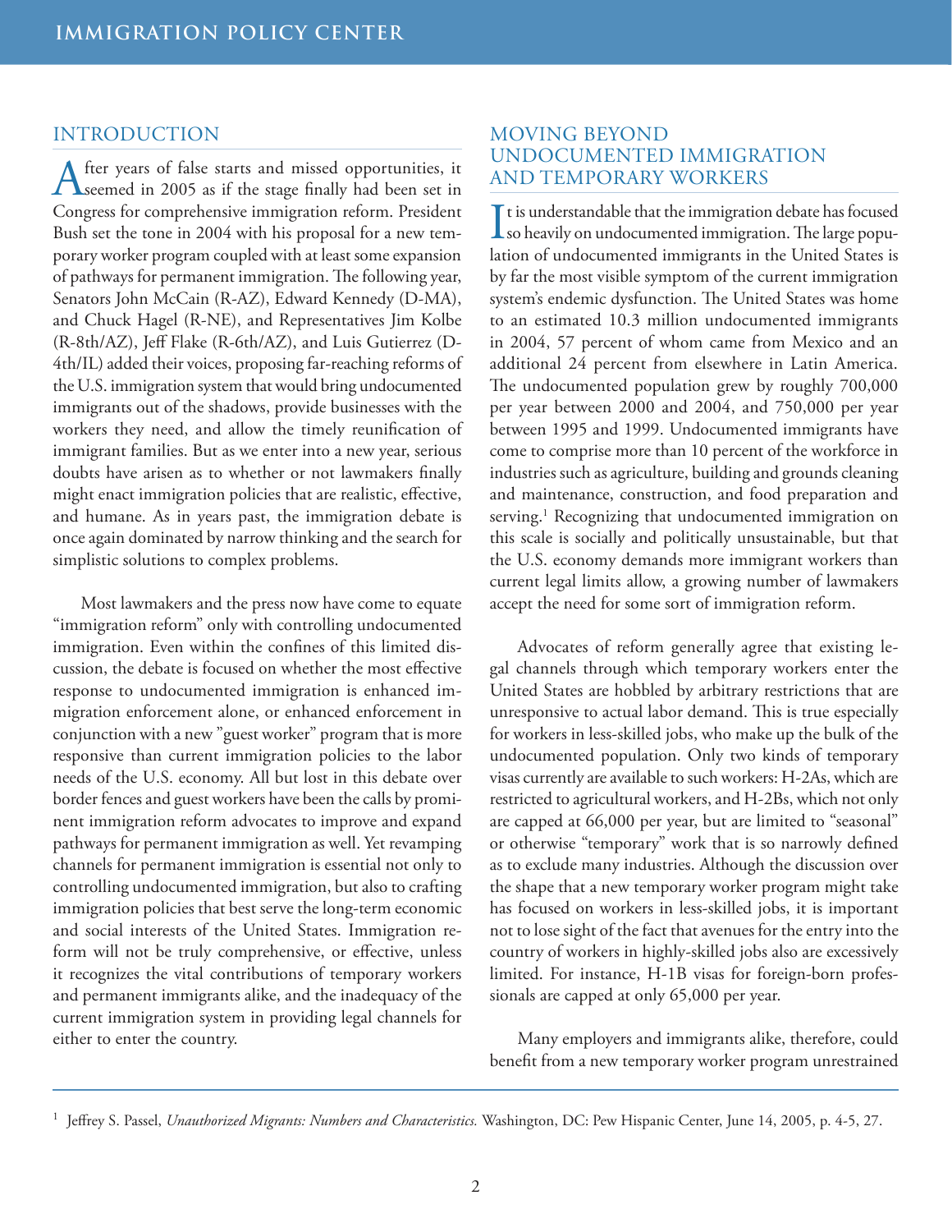## INTRODUCTION

After years of false starts and missed opportunities, it seemed in 2005 as if the stage finally had been set in Congress for comprehensive immigration reform. President Bush set the tone in 2004 with his proposal for a new temporary worker program coupled with at least some expansion of pathways for permanent immigration. The following year, Senators John McCain (R-AZ), Edward Kennedy (D-MA), and Chuck Hagel (R-NE), and Representatives Jim Kolbe (R-8th/AZ), Jeff Flake (R-6th/AZ), and Luis Gutierrez (D-4th/IL) added their voices, proposing far-reaching reforms of the U.S. immigration system that would bring undocumented immigrants out of the shadows, provide businesses with the workers they need, and allow the timely reunification of immigrant families. But as we enter into a new year, serious doubts have arisen as to whether or not lawmakers finally might enact immigration policies that are realistic, effective, and humane. As in years past, the immigration debate is once again dominated by narrow thinking and the search for simplistic solutions to complex problems.

Most lawmakers and the press now have come to equate "immigration reform" only with controlling undocumented immigration. Even within the confines of this limited discussion, the debate is focused on whether the most effective response to undocumented immigration is enhanced immigration enforcement alone, or enhanced enforcement in conjunction with a new "guest worker" program that is more responsive than current immigration policies to the labor needs of the U.S. economy. All but lost in this debate over border fences and guest workers have been the calls by prominent immigration reform advocates to improve and expand pathways for permanent immigration as well. Yet revamping channels for permanent immigration is essential not only to controlling undocumented immigration, but also to crafting immigration policies that best serve the long-term economic and social interests of the United States. Immigration reform will not be truly comprehensive, or effective, unless it recognizes the vital contributions of temporary workers and permanent immigrants alike, and the inadequacy of the current immigration system in providing legal channels for either to enter the country.

## MOVING BEYOND UNDOCUMENTED IMMIGRATION AND TEMPORARY WORKERS

It is understandable that the immigration debate has focused so heavily on undocumented immigration. The large population of undocumented immigrants in the United States is by far the most visible symptom of the current immigration system's endemic dysfunction. The United States was home to an estimated 10.3 million undocumented immigrants in 2004, 57 percent of whom came from Mexico and an additional 24 percent from elsewhere in Latin America. The undocumented population grew by roughly 700,000 per year between 2000 and 2004, and 750,000 per year between 1995 and 1999. Undocumented immigrants have come to comprise more than 10 percent of the workforce in industries such as agriculture, building and grounds cleaning and maintenance, construction, and food preparation and serving.[1] Recognizing that undocumented immigration on this scale is socially and politically unsustainable, but that the U.S. economy demands more immigrant workers than current legal limits allow, a growing number of lawmakers accept the need for some sort of immigration reform.

Advocates of reform generally agree that existing legal channels through which temporary workers enter the United States are hobbled by arbitrary restrictions that are unresponsive to actual labor demand. This is true especially for workers in less-skilled jobs, who make up the bulk of the undocumented population. Only two kinds of temporary visas currently are available to such workers: H-2As, which are restricted to agricultural workers, and H-2Bs, which not only are capped at 66,000 per year, but are limited to "seasonal" or otherwise "temporary" work that is so narrowly defined as to exclude many industries. Although the discussion over the shape that a new temporary worker program might take has focused on workers in less-skilled jobs, it is important not to lose sight of the fact that avenues for the entry into the country of workers in highly-skilled jobs also are excessively limited. For instance, H-1B visas for foreign-born professionals are capped at only 65,000 per year.

Many employers and immigrants alike, therefore, could benefit from a new temporary worker program unrestrained

[1] Jeffrey S. Passel, *Unauthorized Migrants: Numbers and Characteristics.* Washington, DC: Pew Hispanic Center, June 14, 2005, p. 4-5, 27.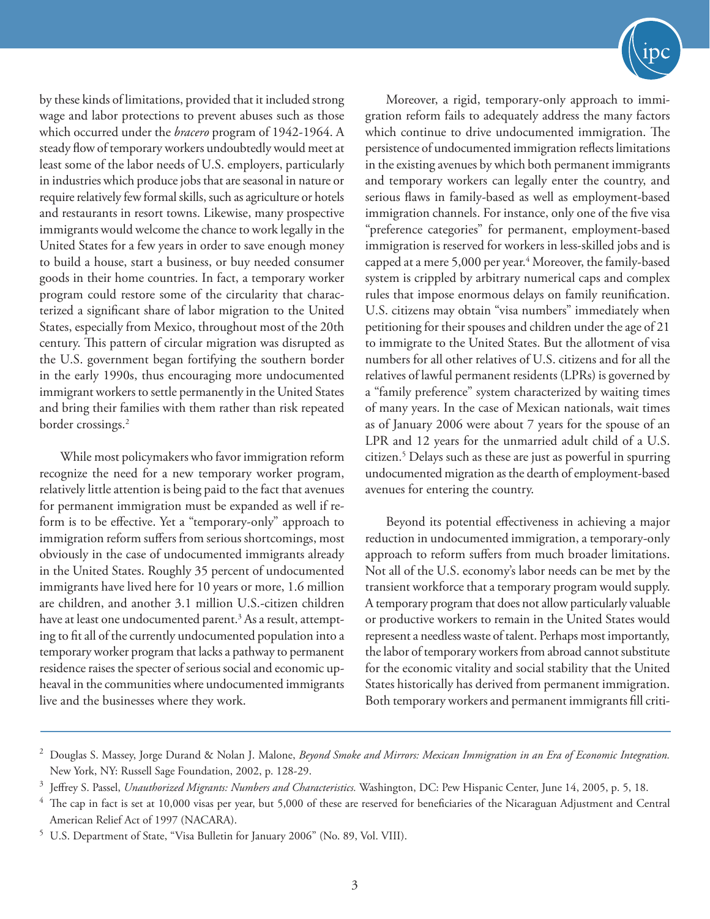by these kinds of limitations, provided that it included strong wage and labor protections to prevent abuses such as those which occurred under the *bracero* program of 1942-1964. A steady flow of temporary workers undoubtedly would meet at least some of the labor needs of U.S. employers, particularly in industries which produce jobs that are seasonal in nature or require relatively few formal skills, such as agriculture or hotels and restaurants in resort towns. Likewise, many prospective immigrants would welcome the chance to work legally in the United States for a few years in order to save enough money to build a house, start a business, or buy needed consumer goods in their home countries. In fact, a temporary worker program could restore some of the circularity that characterized a significant share of labor migration to the United States, especially from Mexico, throughout most of the 20th century. This pattern of circular migration was disrupted as the U.S. government began fortifying the southern border in the early 1990s, thus encouraging more undocumented immigrant workers to settle permanently in the United States and bring their families with them rather than risk repeated border crossings.[2]

While most policymakers who favor immigration reform recognize the need for a new temporary worker program, relatively little attention is being paid to the fact that avenues for permanent immigration must be expanded as well if reform is to be effective. Yet a "temporary-only" approach to immigration reform suffers from serious shortcomings, most obviously in the case of undocumented immigrants already in the United States. Roughly 35 percent of undocumented immigrants have lived here for 10 years or more, 1.6 million are children, and another 3.1 million U.S.-citizen children have at least one undocumented parent.[3] As a result, attempting to fit all of the currently undocumented population into a temporary worker program that lacks a pathway to permanent residence raises the specter of serious social and economic upheaval in the communities where undocumented immigrants live and the businesses where they work.

Moreover, a rigid, temporary-only approach to immigration reform fails to adequately address the many factors which continue to drive undocumented immigration. The persistence of undocumented immigration reflects limitations in the existing avenues by which both permanent immigrants and temporary workers can legally enter the country, and serious flaws in family-based as well as employment-based immigration channels. For instance, only one of the five visa "preference categories" for permanent, employment-based immigration is reserved for workers in less-skilled jobs and is capped at a mere 5,000 per year.[4] Moreover, the family-based system is crippled by arbitrary numerical caps and complex rules that impose enormous delays on family reunification. U.S. citizens may obtain "visa numbers" immediately when petitioning for their spouses and children under the age of 21 to immigrate to the United States. But the allotment of visa numbers for all other relatives of U.S. citizens and for all the relatives of lawful permanent residents (LPRs) is governed by a "family preference" system characterized by waiting times of many years. In the case of Mexican nationals, wait times as of January 2006 were about 7 years for the spouse of an LPR and 12 years for the unmarried adult child of a U.S. citizen.[5] Delays such as these are just as powerful in spurring undocumented migration as the dearth of employment-based avenues for entering the country.

Beyond its potential effectiveness in achieving a major reduction in undocumented immigration, a temporary-only approach to reform suffers from much broader limitations. Not all of the U.S. economy's labor needs can be met by the transient workforce that a temporary program would supply. A temporary program that does not allow particularly valuable or productive workers to remain in the United States would represent a needless waste of talent. Perhaps most importantly, the labor of temporary workers from abroad cannot substitute for the economic vitality and social stability that the United States historically has derived from permanent immigration. Both temporary workers and permanent immigrants fill criti-

---

[2] Douglas S. Massey, Jorge Durand & Nolan J. Malone, *Beyond Smoke and Mirrors: Mexican Immigration in an Era of Economic Integration.* New York, NY: Russell Sage Foundation, 2002, p. 128-29.

[3] Jeffrey S. Passel, *Unauthorized Migrants: Numbers and Characteristics.* Washington, DC: Pew Hispanic Center, June 14, 2005, p. 5, 18.

[4] The cap in fact is set at 10,000 visas per year, but 5,000 of these are reserved for beneficiaries of the Nicaraguan Adjustment and Central American Relief Act of 1997 (NACARA).

[5] U.S. Department of State, "Visa Bulletin for January 2006" (No. 89, Vol. VIII).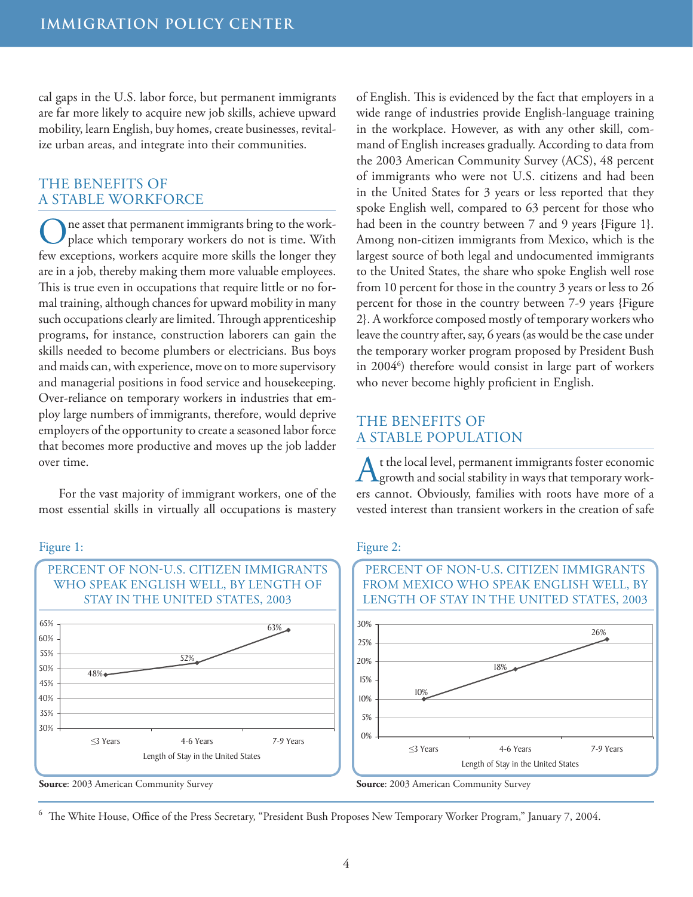cal gaps in the U.S. labor force, but permanent immigrants are far more likely to acquire new job skills, achieve upward mobility, learn English, buy homes, create businesses, revitalize urban areas, and integrate into their communities.

## THE BENEFITS OF A STABLE WORKFORCE

One asset that permanent immigrants bring to the workplace which temporary workers do not is time. With few exceptions, workers acquire more skills the longer they are in a job, thereby making them more valuable employees. This is true even in occupations that require little or no formal training, although chances for upward mobility in many such occupations clearly are limited. Through apprenticeship programs, for instance, construction laborers can gain the skills needed to become plumbers or electricians. Bus boys and maids can, with experience, move on to more supervisory and managerial positions in food service and housekeeping. Over-reliance on temporary workers in industries that employ large numbers of immigrants, therefore, would deprive employers of the opportunity to create a seasoned labor force that becomes more productive and moves up the job ladder over time.

For the vast majority of immigrant workers, one of the most essential skills in virtually all occupations is mastery of English. This is evidenced by the fact that employers in a wide range of industries provide English-language training in the workplace. However, as with any other skill, command of English increases gradually. According to data from the 2003 American Community Survey (ACS), 48 percent of immigrants who were not U.S. citizens and had been in the United States for 3 years or less reported that they spoke English well, compared to 63 percent for those who had been in the country between 7 and 9 years {Figure 1}. Among non-citizen immigrants from Mexico, which is the largest source of both legal and undocumented immigrants to the United States, the share who spoke English well rose from 10 percent for those in the country 3 years or less to 26 percent for those in the country between 7-9 years {Figure 2}. A workforce composed mostly of temporary workers who leave the country after, say, 6 years (as would be the case under the temporary worker program proposed by President Bush in 2004[6]) therefore would consist in large part of workers who never become highly proficient in English.

## THE BENEFITS OF A STABLE POPULATION

At the local level, permanent immigrants foster economic growth and social stability in ways that temporary workers cannot. Obviously, families with roots have more of a vested interest than transient workers in the creation of safe

Figure 1:

**PERCENT OF NON-U.S. CITIZEN IMMIGRANTS WHO SPEAK ENGLISH WELL, BY LENGTH OF STAY IN THE UNITED STATES, 2003**

| Length of Stay in the United States | Percent |
|---|---|
| ≤3 Years | 48% |
| 4-6 Years | 52% |
| 7-9 Years | 63% |

**Source**: 2003 American Community Survey

Figure 2:

**PERCENT OF NON-U.S. CITIZEN IMMIGRANTS FROM MEXICO WHO SPEAK ENGLISH WELL, BY LENGTH OF STAY IN THE UNITED STATES, 2003**

| Length of Stay in the United States | Percent |
|---|---|
| ≤3 Years | 10% |
| 4-6 Years | 18% |
| 7-9 Years | 26% |

**Source**: 2003 American Community Survey

[6] The White House, Office of the Press Secretary, "President Bush Proposes New Temporary Worker Program," January 7, 2004.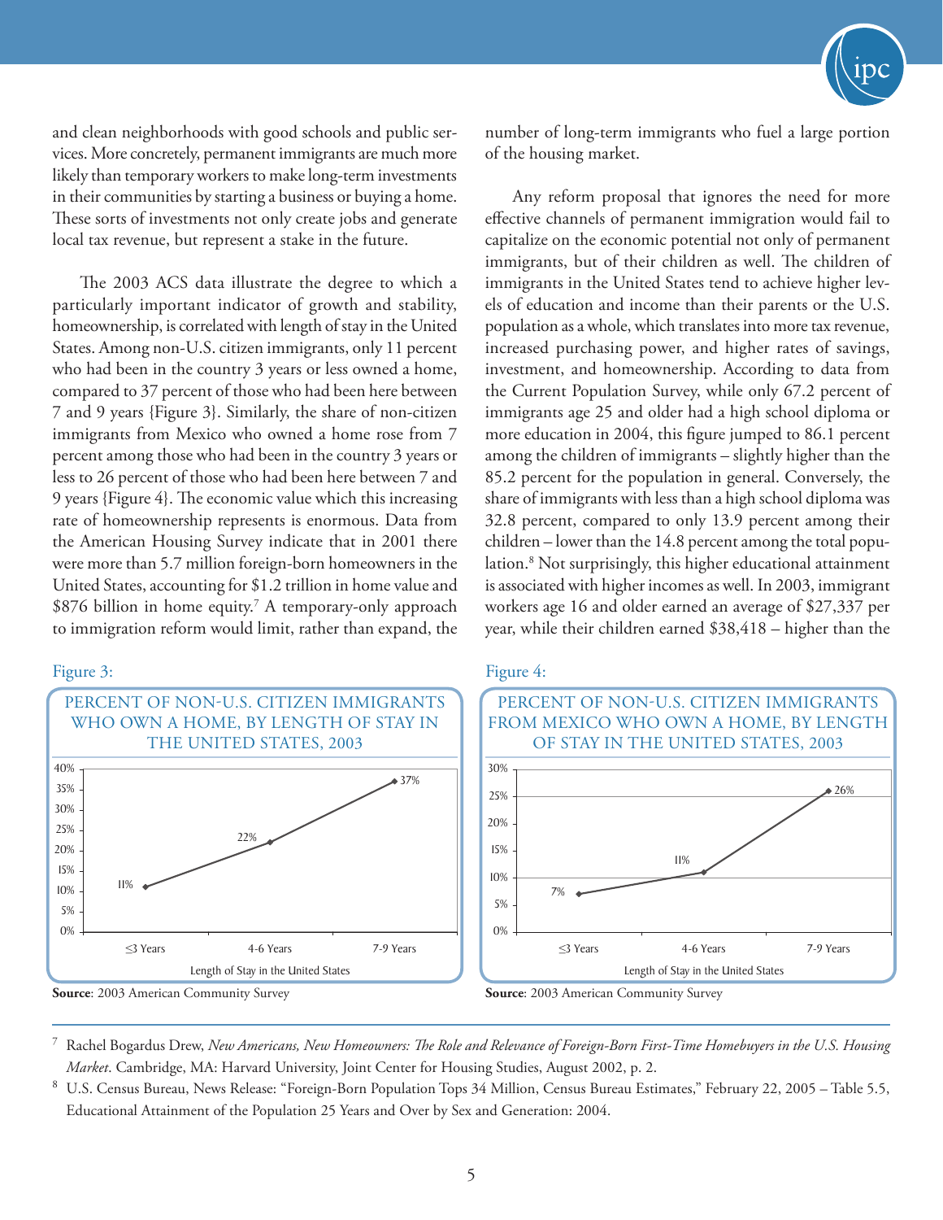and clean neighborhoods with good schools and public services. More concretely, permanent immigrants are much more likely than temporary workers to make long-term investments in their communities by starting a business or buying a home. These sorts of investments not only create jobs and generate local tax revenue, but represent a stake in the future.

The 2003 ACS data illustrate the degree to which a particularly important indicator of growth and stability, homeownership, is correlated with length of stay in the United States. Among non-U.S. citizen immigrants, only 11 percent who had been in the country 3 years or less owned a home, compared to 37 percent of those who had been here between 7 and 9 years {Figure 3}. Similarly, the share of non-citizen immigrants from Mexico who owned a home rose from 7 percent among those who had been in the country 3 years or less to 26 percent of those who had been here between 7 and 9 years {Figure 4}. The economic value which this increasing rate of homeownership represents is enormous. Data from the American Housing Survey indicate that in 2001 there were more than 5.7 million foreign-born homeowners in the United States, accounting for $1.2 trillion in home value and $876 billion in home equity.[7] A temporary-only approach to immigration reform would limit, rather than expand, the number of long-term immigrants who fuel a large portion of the housing market.

Any reform proposal that ignores the need for more effective channels of permanent immigration would fail to capitalize on the economic potential not only of permanent immigrants, but of their children as well. The children of immigrants in the United States tend to achieve higher levels of education and income than their parents or the U.S. population as a whole, which translates into more tax revenue, increased purchasing power, and higher rates of savings, investment, and homeownership. According to data from the Current Population Survey, while only 67.2 percent of immigrants age 25 and older had a high school diploma or more education in 2004, this figure jumped to 86.1 percent among the children of immigrants – slightly higher than the 85.2 percent for the population in general. Conversely, the share of immigrants with less than a high school diploma was 32.8 percent, compared to only 13.9 percent among their children – lower than the 14.8 percent among the total population.[8] Not surprisingly, this higher educational attainment is associated with higher incomes as well. In 2003, immigrant workers age 16 and older earned an average of $27,337 per year, while their children earned $38,418 – higher than the

Figure 3:

**PERCENT OF NON-U.S. CITIZEN IMMIGRANTS WHO OWN A HOME, BY LENGTH OF STAY IN THE UNITED STATES, 2003**

| Length of Stay in the United States | Percent |
|---|---|
| ≤3 Years | 11% |
| 4-6 Years | 22% |
| 7-9 Years | 37% |

**Source**: 2003 American Community Survey

Figure 4:

**PERCENT OF NON-U.S. CITIZEN IMMIGRANTS FROM MEXICO WHO OWN A HOME, BY LENGTH OF STAY IN THE UNITED STATES, 2003**

| Length of Stay in the United States | Percent |
|---|---|
| ≤3 Years | 7% |
| 4-6 Years | 11% |
| 7-9 Years | 26% |

**Source**: 2003 American Community Survey

---

[7] Rachel Bogardus Drew, *New Americans, New Homeowners: The Role and Relevance of Foreign-Born First-Time Homebuyers in the U.S. Housing Market*. Cambridge, MA: Harvard University, Joint Center for Housing Studies, August 2002, p. 2.

[8] U.S. Census Bureau, News Release: "Foreign-Born Population Tops 34 Million, Census Bureau Estimates," February 22, 2005 – Table 5.5, Educational Attainment of the Population 25 Years and Over by Sex and Generation: 2004.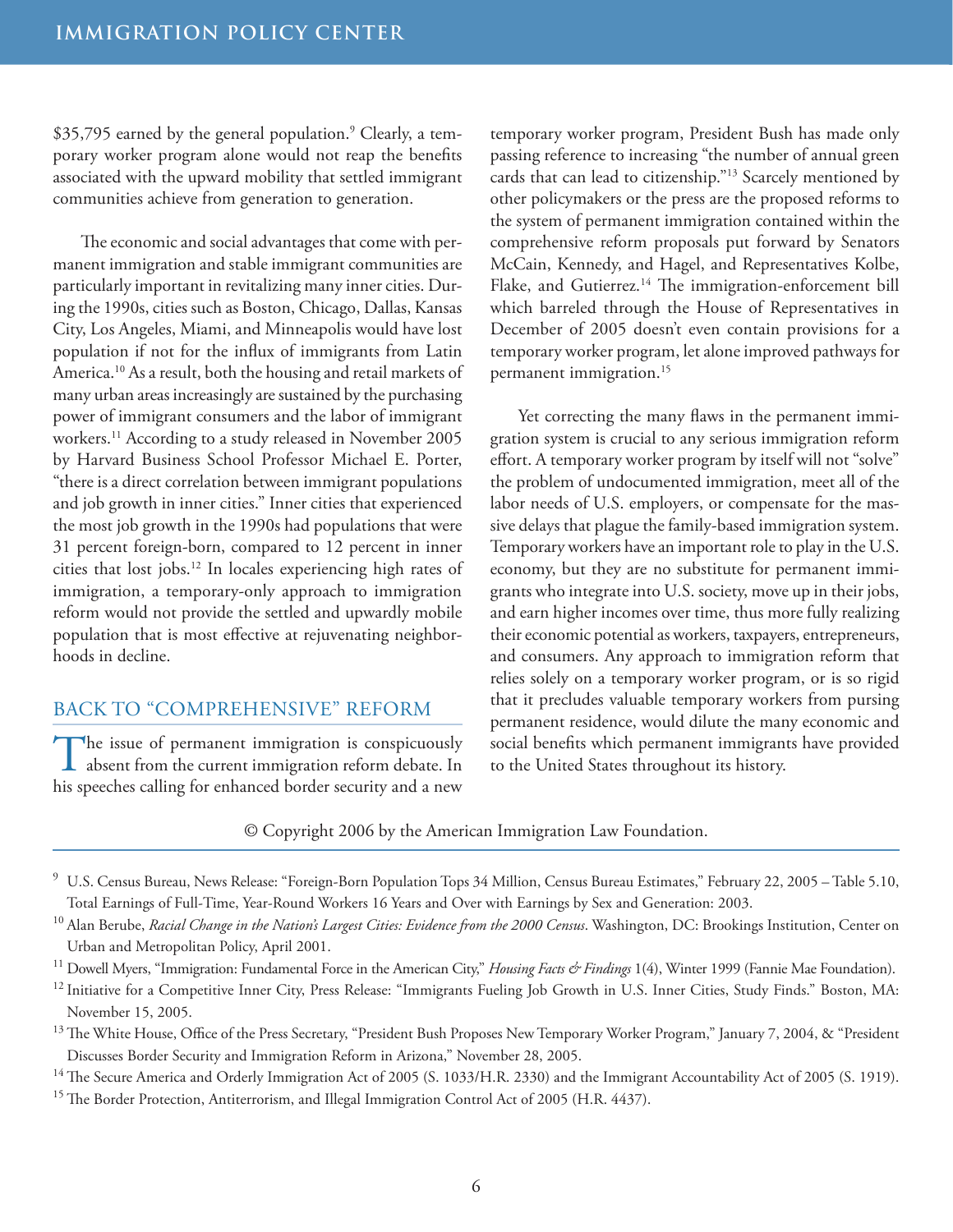$35,795 earned by the general population.[9] Clearly, a temporary worker program alone would not reap the benefits associated with the upward mobility that settled immigrant communities achieve from generation to generation.

The economic and social advantages that come with permanent immigration and stable immigrant communities are particularly important in revitalizing many inner cities. During the 1990s, cities such as Boston, Chicago, Dallas, Kansas City, Los Angeles, Miami, and Minneapolis would have lost population if not for the influx of immigrants from Latin America.[10] As a result, both the housing and retail markets of many urban areas increasingly are sustained by the purchasing power of immigrant consumers and the labor of immigrant workers.[11] According to a study released in November 2005 by Harvard Business School Professor Michael E. Porter, "there is a direct correlation between immigrant populations and job growth in inner cities." Inner cities that experienced the most job growth in the 1990s had populations that were 31 percent foreign-born, compared to 12 percent in inner cities that lost jobs.[12] In locales experiencing high rates of immigration, a temporary-only approach to immigration reform would not provide the settled and upwardly mobile population that is most effective at rejuvenating neighborhoods in decline.

## BACK TO "COMPREHENSIVE" REFORM

The issue of permanent immigration is conspicuously absent from the current immigration reform debate. In his speeches calling for enhanced border security and a new temporary worker program, President Bush has made only passing reference to increasing "the number of annual green cards that can lead to citizenship."[13] Scarcely mentioned by other policymakers or the press are the proposed reforms to the system of permanent immigration contained within the comprehensive reform proposals put forward by Senators McCain, Kennedy, and Hagel, and Representatives Kolbe, Flake, and Gutierrez.[14] The immigration-enforcement bill which barreled through the House of Representatives in December of 2005 doesn't even contain provisions for a temporary worker program, let alone improved pathways for permanent immigration.[15]

Yet correcting the many flaws in the permanent immigration system is crucial to any serious immigration reform effort. A temporary worker program by itself will not "solve" the problem of undocumented immigration, meet all of the labor needs of U.S. employers, or compensate for the massive delays that plague the family-based immigration system. Temporary workers have an important role to play in the U.S. economy, but they are no substitute for permanent immigrants who integrate into U.S. society, move up in their jobs, and earn higher incomes over time, thus more fully realizing their economic potential as workers, taxpayers, entrepreneurs, and consumers. Any approach to immigration reform that relies solely on a temporary worker program, or is so rigid that it precludes valuable temporary workers from pursing permanent residence, would dilute the many economic and social benefits which permanent immigrants have provided to the United States throughout its history.

© Copyright 2006 by the American Immigration Law Foundation.

---

[9] U.S. Census Bureau, News Release: "Foreign-Born Population Tops 34 Million, Census Bureau Estimates," February 22, 2005 – Table 5.10, Total Earnings of Full-Time, Year-Round Workers 16 Years and Over with Earnings by Sex and Generation: 2003.

[10] Alan Berube, *Racial Change in the Nation's Largest Cities: Evidence from the 2000 Census*. Washington, DC: Brookings Institution, Center on Urban and Metropolitan Policy, April 2001.

[11] Dowell Myers, "Immigration: Fundamental Force in the American City," *Housing Facts & Findings* 1(4), Winter 1999 (Fannie Mae Foundation).

[12] Initiative for a Competitive Inner City, Press Release: "Immigrants Fueling Job Growth in U.S. Inner Cities, Study Finds." Boston, MA: November 15, 2005.

[13] The White House, Office of the Press Secretary, "President Bush Proposes New Temporary Worker Program," January 7, 2004, & "President Discusses Border Security and Immigration Reform in Arizona," November 28, 2005.

[14] The Secure America and Orderly Immigration Act of 2005 (S. 1033/H.R. 2330) and the Immigrant Accountability Act of 2005 (S. 1919).

[15] The Border Protection, Antiterrorism, and Illegal Immigration Control Act of 2005 (H.R. 4437).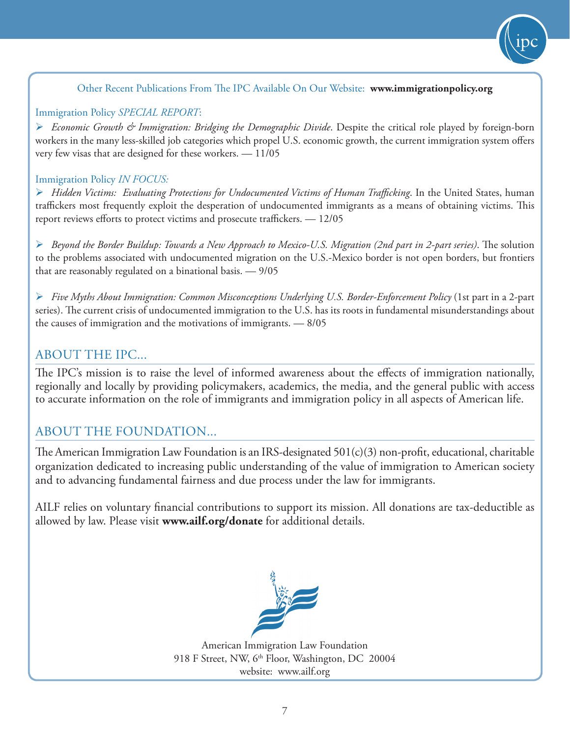Other Recent Publications From The IPC Available On Our Website: **www.immigrationpolicy.org**

Immigration Policy *SPECIAL REPORT*:

- *Economic Growth & Immigration: Bridging the Demographic Divide*. Despite the critical role played by foreign-born workers in the many less-skilled job categories which propel U.S. economic growth, the current immigration system offers very few visas that are designed for these workers. — 11/05

Immigration Policy *IN FOCUS:*

- *Hidden Victims: Evaluating Protections for Undocumented Victims of Human Trafficking*. In the United States, human traffickers most frequently exploit the desperation of undocumented immigrants as a means of obtaining victims. This report reviews efforts to protect victims and prosecute traffickers. — 12/05

- *Beyond the Border Buildup: Towards a New Approach to Mexico-U.S. Migration (2nd part in 2-part series)*. The solution to the problems associated with undocumented migration on the U.S.-Mexico border is not open borders, but frontiers that are reasonably regulated on a binational basis. — 9/05

- *Five Myths About Immigration: Common Misconceptions Underlying U.S. Border-Enforcement Policy* (1st part in a 2-part series). The current crisis of undocumented immigration to the U.S. has its roots in fundamental misunderstandings about the causes of immigration and the motivations of immigrants. — 8/05

## ABOUT THE IPC...

The IPC's mission is to raise the level of informed awareness about the effects of immigration nationally, regionally and locally by providing policymakers, academics, the media, and the general public with access to accurate information on the role of immigrants and immigration policy in all aspects of American life.

## ABOUT THE FOUNDATION...

The American Immigration Law Foundation is an IRS-designated 501(c)(3) non-profit, educational, charitable organization dedicated to increasing public understanding of the value of immigration to American society and to advancing fundamental fairness and due process under the law for immigrants.

AILF relies on voluntary financial contributions to support its mission. All donations are tax-deductible as allowed by law. Please visit **www.ailf.org/donate** for additional details.

American Immigration Law Foundation
918 F Street, NW, 6th Floor, Washington, DC 20004
website: www.ailf.org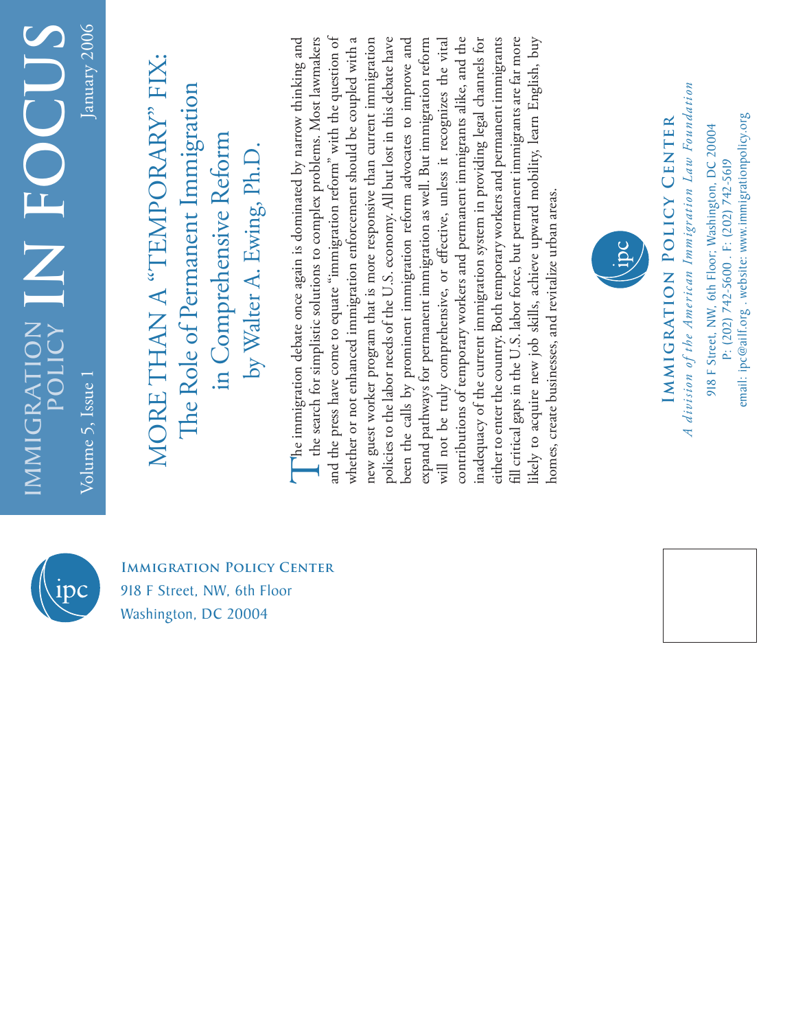IMMIGRATION POLICY

# IN FOCUS

Volume 5, Issue 1

January 2006

## MORE THAN A "TEMPORARY" FIX: The Role of Permanent Immigration in Comprehensive Reform

by Walter A. Ewing, Ph.D.

The immigration debate once again is dominated by narrow thinking and the search for simplistic solutions to complex problems. Most lawmakers and the press have come to equate "immigration reform" with the question of whether or not enhanced immigration enforcement should be coupled with a new guest worker program that is more responsive than current immigration policies to the labor needs of the U.S. economy. All but lost in this debate have been the calls by prominent immigration reform advocates to improve and expand pathways for permanent immigration as well. But immigration reform will not be truly comprehensive, or effective, unless it recognizes the vital contributions of temporary workers and permanent immigrants alike, and the inadequacy of the current immigration system in providing legal channels for either to enter the country. Both temporary workers and permanent immigrants fill critical gaps in the U.S. labor force, but permanent immigrants are far more likely to acquire new job skills, achieve upward mobility, learn English, buy homes, create businesses, and revitalize urban areas.

ipc

**IMMIGRATION POLICY CENTER**

*A division of the American Immigration Law Foundation*

918 F Street, NW, 6th Floor, Washington, DC 20004

P: (202) 742-5600 . F: (202) 742-5619

email: ipc@ailf.org . website: www.immigrationpolicy.org

ipc

**IMMIGRATION POLICY CENTER**

918 F Street, NW, 6th Floor

Washington, DC 20004